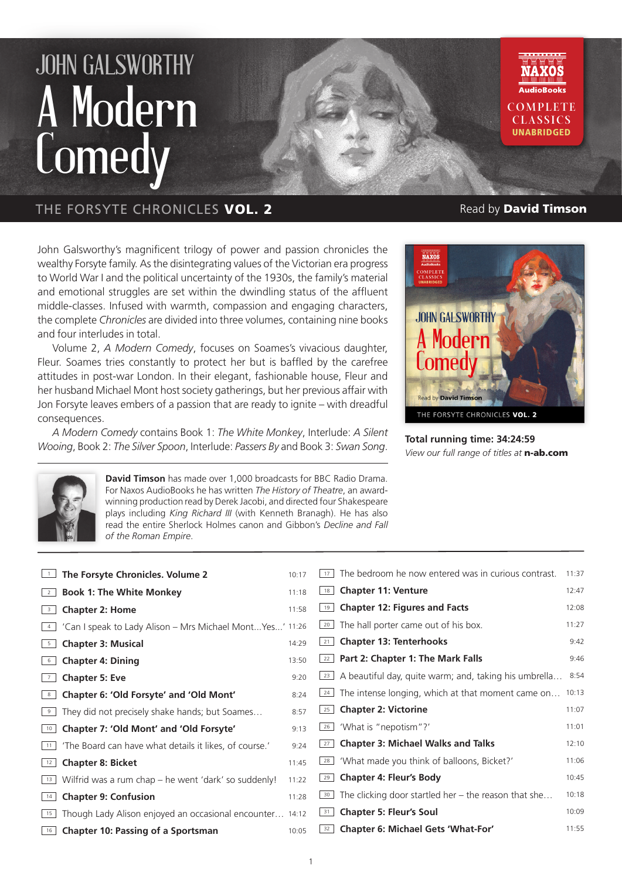# JOHN GALSWORTHY

# A Modern Comedy

NAXOS AudioBooks COMPLETE CLASSICS UNABRIDGED

## THE FORSYTE CHRONICLES **VOL. 2**

Read by **David Timson**

John Galsworthy's magnificent trilogy of power and passion chronicles the wealthy Forsyte family. As the disintegrating values of the Victorian era progress to World War I and the political uncertainty of the 1930s, the family's material and emotional struggles are set within the dwindling status of the affluent middle-classes. Infused with warmth, compassion and engaging characters, the complete *Chronicles* are divided into three volumes, containing nine books and four interludes in total.

Volume 2, *A Modern Comedy*, focuses on Soames's vivacious daughter, Fleur. Soames tries constantly to protect her but is baffled by the carefree attitudes in post-war London. In their elegant, fashionable house, Fleur and her husband Michael Mont host society gatherings, but her previous affair with Jon Forsyte leaves embers of a passion that are ready to ignite – with dreadful consequences.

*A Modern Comedy* contains Book 1: *The White Monkey*, Interlude: *A Silent Wooing*, Book 2: *The Silver Spoon*, Interlude: *Passers By* and Book 3: *Swan Song*.

**Total running time: 34:24:59**

*View our full range of titles at* **n-ab.com**

**David Timson** has made over 1,000 broadcasts for BBC Radio Drama. For Naxos AudioBooks he has written *The History of Theatre*, an award-winning production read by Derek Jacobi, and directed four Shakespeare plays including *King Richard III* (with Kenneth Branagh). He has also read the entire Sherlock Holmes canon and Gibbon's *Decline and Fall of the Roman Empire*.

| Track | Title | Time |
|---|---|---|
| 1 | **The Forsyte Chronicles. Volume 2** | 10:17 |
| 2 | **Book 1: The White Monkey** | 11:18 |
| 3 | **Chapter 2: Home** | 11:58 |
| 4 | 'Can I speak to Lady Alison – Mrs Michael Mont...Yes...' | 11:26 |
| 5 | **Chapter 3: Musical** | 14:29 |
| 6 | **Chapter 4: Dining** | 13:50 |
| 7 | **Chapter 5: Eve** | 9:20 |
| 8 | **Chapter 6: 'Old Forsyte' and 'Old Mont'** | 8:24 |
| 9 | They did not precisely shake hands; but Soames… | 8:57 |
| 10 | **Chapter 7: 'Old Mont' and 'Old Forsyte'** | 9:13 |
| 11 | 'The Board can have what details it likes, of course.' | 9:24 |
| 12 | **Chapter 8: Bicket** | 11:45 |
| 13 | Wilfrid was a rum chap – he went 'dark' so suddenly! | 11:22 |
| 14 | **Chapter 9: Confusion** | 11:28 |
| 15 | Though Lady Alison enjoyed an occasional encounter… | 14:12 |
| 16 | **Chapter 10: Passing of a Sportsman** | 10:05 |
| 17 | The bedroom he now entered was in curious contrast. | 11:37 |
| 18 | **Chapter 11: Venture** | 12:47 |
| 19 | **Chapter 12: Figures and Facts** | 12:08 |
| 20 | The hall porter came out of his box. | 11:27 |
| 21 | **Chapter 13: Tenterhooks** | 9:42 |
| 22 | **Part 2: Chapter 1: The Mark Falls** | 9:46 |
| 23 | A beautiful day, quite warm; and, taking his umbrella… | 8:54 |
| 24 | The intense longing, which at that moment came on… | 10:13 |
| 25 | **Chapter 2: Victorine** | 11:07 |
| 26 | 'What is "nepotism"?' | 11:01 |
| 27 | **Chapter 3: Michael Walks and Talks** | 12:10 |
| 28 | 'What made you think of balloons, Bicket?' | 11:06 |
| 29 | **Chapter 4: Fleur's Body** | 10:45 |
| 30 | The clicking door startled her – the reason that she… | 10:18 |
| 31 | **Chapter 5: Fleur's Soul** | 10:09 |
| 32 | **Chapter 6: Michael Gets 'What-For'** | 11:55 |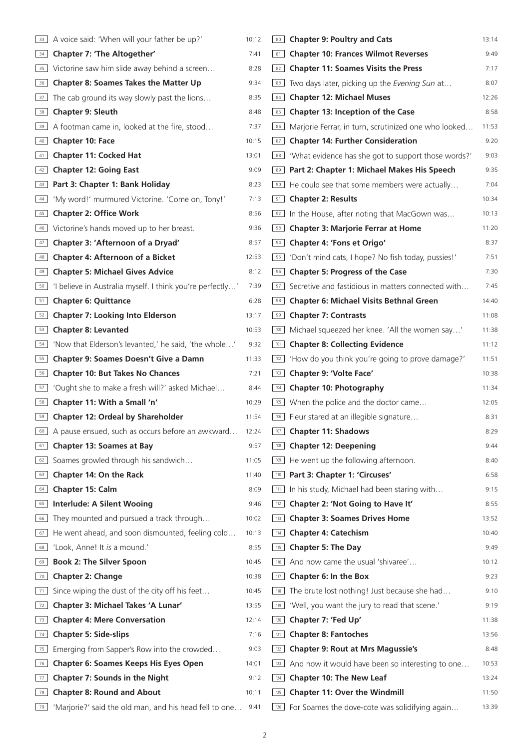| | | |
|---|---|---|
| 33 | A voice said: 'When will your father be up?' | 10:12 |
| 34 | **Chapter 7: 'The Altogether'** | 7:41 |
| 35 | Victorine saw him slide away behind a screen… | 8:28 |
| 36 | **Chapter 8: Soames Takes the Matter Up** | 9:34 |
| 37 | The cab ground its way slowly past the lions… | 8:35 |
| 38 | **Chapter 9: Sleuth** | 8:48 |
| 39 | A footman came in, looked at the fire, stood… | 7:37 |
| 40 | **Chapter 10: Face** | 10:15 |
| 41 | **Chapter 11: Cocked Hat** | 13:01 |
| 42 | **Chapter 12: Going East** | 9:09 |
| 43 | **Part 3: Chapter 1: Bank Holiday** | 8:23 |
| 44 | 'My word!' murmured Victorine. 'Come on, Tony!' | 7:13 |
| 45 | **Chapter 2: Office Work** | 8:56 |
| 46 | Victorine's hands moved up to her breast. | 9:36 |
| 47 | **Chapter 3: 'Afternoon of a Dryad'** | 8:57 |
| 48 | **Chapter 4: Afternoon of a Bicket** | 12:53 |
| 49 | **Chapter 5: Michael Gives Advice** | 8:12 |
| 50 | 'I believe in Australia myself. I think you're perfectly…' | 7:39 |
| 51 | **Chapter 6: Quittance** | 6:28 |
| 52 | **Chapter 7: Looking Into Elderson** | 13:17 |
| 53 | **Chapter 8: Levanted** | 10:53 |
| 54 | 'Now that Elderson's levanted,' he said, 'the whole…' | 9:32 |
| 55 | **Chapter 9: Soames Doesn't Give a Damn** | 11:33 |
| 56 | **Chapter 10: But Takes No Chances** | 7:21 |
| 57 | 'Ought she to make a fresh will?' asked Michael… | 8:44 |
| 58 | **Chapter 11: With a Small 'n'** | 10:29 |
| 59 | **Chapter 12: Ordeal by Shareholder** | 11:54 |
| 60 | A pause ensued, such as occurs before an awkward… | 12:24 |
| 61 | **Chapter 13: Soames at Bay** | 9:57 |
| 62 | Soames growled through his sandwich… | 11:05 |
| 63 | **Chapter 14: On the Rack** | 11:40 |
| 64 | **Chapter 15: Calm** | 8:09 |
| 65 | **Interlude: A Silent Wooing** | 9:46 |
| 66 | They mounted and pursued a track through… | 10:02 |
| 67 | He went ahead, and soon dismounted, feeling cold… | 10:13 |
| 68 | 'Look, Anne! It *is* a mound.' | 8:55 |
| 69 | **Book 2: The Silver Spoon** | 10:45 |
| 70 | **Chapter 2: Change** | 10:38 |
| 71 | Since wiping the dust of the city off his feet… | 10:45 |
| 72 | **Chapter 3: Michael Takes 'A Lunar'** | 13:55 |
| 73 | **Chapter 4: Mere Conversation** | 12:14 |
| 74 | **Chapter 5: Side-slips** | 7:16 |
| 75 | Emerging from Sapper's Row into the crowded… | 9:03 |
| 76 | **Chapter 6: Soames Keeps His Eyes Open** | 14:01 |
| 77 | **Chapter 7: Sounds in the Night** | 9:12 |
| 78 | **Chapter 8: Round and About** | 10:11 |
| 79 | 'Marjorie?' said the old man, and his head fell to one… | 9:41 |
| 80 | **Chapter 9: Poultry and Cats** | 13:14 |
| 81 | **Chapter 10: Frances Wilmot Reverses** | 9:49 |
| 82 | **Chapter 11: Soames Visits the Press** | 7:17 |
| 83 | Two days later, picking up the *Evening Sun* at… | 8:07 |
| 84 | **Chapter 12: Michael Muses** | 12:26 |
| 85 | **Chapter 13: Inception of the Case** | 8:58 |
| 86 | Marjorie Ferrar, in turn, scrutinized one who looked… | 11:53 |
| 87 | **Chapter 14: Further Consideration** | 9:20 |
| 88 | 'What evidence has she got to support those words?' | 9:03 |
| 89 | **Part 2: Chapter 1: Michael Makes His Speech** | 9:35 |
| 90 | He could see that some members were actually… | 7:04 |
| 91 | **Chapter 2: Results** | 10:34 |
| 92 | In the House, after noting that MacGown was… | 10:13 |
| 93 | **Chapter 3: Marjorie Ferrar at Home** | 11:20 |
| 94 | **Chapter 4: 'Fons et Origo'** | 8:37 |
| 95 | 'Don't mind cats, I hope? No fish today, pussies!' | 7:51 |
| 96 | **Chapter 5: Progress of the Case** | 7:30 |
| 97 | Secretive and fastidious in matters connected with… | 7:45 |
| 98 | **Chapter 6: Michael Visits Bethnal Green** | 14:40 |
| 99 | **Chapter 7: Contrasts** | 11:08 |
| 100 | Michael squeezed her knee. 'All the women say…' | 11:38 |
| 101 | **Chapter 8: Collecting Evidence** | 11:12 |
| 102 | 'How do you think you're going to prove damage?' | 11:51 |
| 103 | **Chapter 9: 'Volte Face'** | 10:38 |
| 104 | **Chapter 10: Photography** | 11:34 |
| 105 | When the police and the doctor came… | 12:05 |
| 106 | Fleur stared at an illegible signature… | 8:31 |
| 107 | **Chapter 11: Shadows** | 8:29 |
| 108 | **Chapter 12: Deepening** | 9:44 |
| 109 | He went up the following afternoon. | 8:40 |
| 110 | **Part 3: Chapter 1: 'Circuses'** | 6:58 |
| 111 | In his study, Michael had been staring with… | 9:15 |
| 112 | **Chapter 2: 'Not Going to Have It'** | 8:55 |
| 113 | **Chapter 3: Soames Drives Home** | 13:52 |
| 114 | **Chapter 4: Catechism** | 10:40 |
| 115 | **Chapter 5: The Day** | 9:49 |
| 116 | And now came the usual 'shivaree'… | 10:12 |
| 117 | **Chapter 6: In the Box** | 9:23 |
| 118 | The brute lost nothing! Just because she had… | 9:10 |
| 119 | 'Well, you want the jury to read that scene.' | 9:19 |
| 120 | **Chapter 7: 'Fed Up'** | 11:38 |
| 121 | **Chapter 8: Fantoches** | 13:56 |
| 122 | **Chapter 9: Rout at Mrs Magussie's** | 8:48 |
| 123 | And now it would have been so interesting to one… | 10:53 |
| 124 | **Chapter 10: The New Leaf** | 13:24 |
| 125 | **Chapter 11: Over the Windmill** | 11:50 |
| 126 | For Soames the dove-cote was solidifying again… | 13:39 |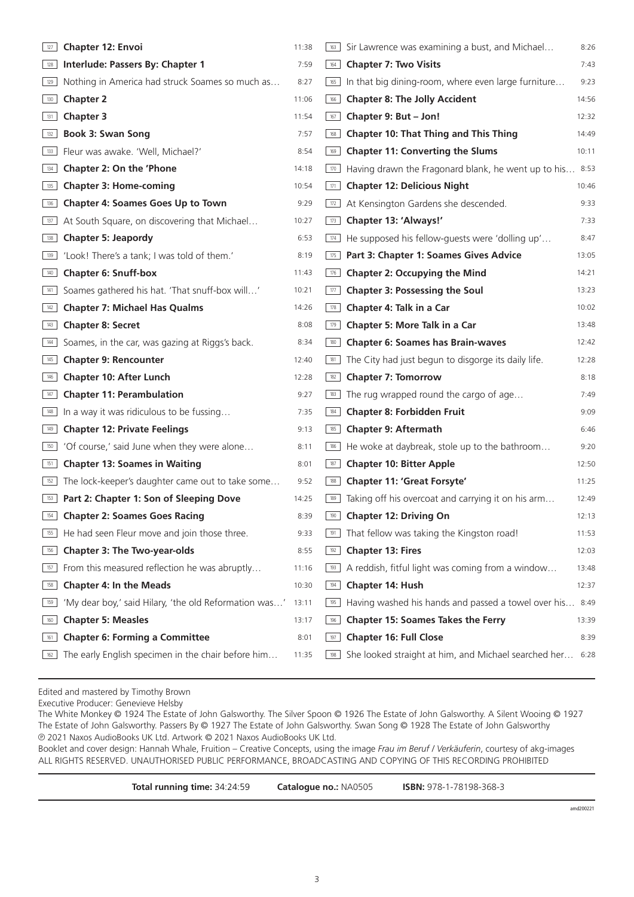| | | |
|---|---|---|
| 127 | **Chapter 12: Envoi** | 11:38 |
| 128 | **Interlude: Passers By: Chapter 1** | 7:59 |
| 129 | Nothing in America had struck Soames so much as… | 8:27 |
| 130 | **Chapter 2** | 11:06 |
| 131 | **Chapter 3** | 11:54 |
| 132 | **Book 3: Swan Song** | 7:57 |
| 133 | Fleur was awake. 'Well, Michael?' | 8:54 |
| 134 | **Chapter 2: On the 'Phone** | 14:18 |
| 135 | **Chapter 3: Home-coming** | 10:54 |
| 136 | **Chapter 4: Soames Goes Up to Town** | 9:29 |
| 137 | At South Square, on discovering that Michael… | 10:27 |
| 138 | **Chapter 5: Jeapordy** | 6:53 |
| 139 | 'Look! There's a tank; I was told of them.' | 8:19 |
| 140 | **Chapter 6: Snuff-box** | 11:43 |
| 141 | Soames gathered his hat. 'That snuff-box will…' | 10:21 |
| 142 | **Chapter 7: Michael Has Qualms** | 14:26 |
| 143 | **Chapter 8: Secret** | 8:08 |
| 144 | Soames, in the car, was gazing at Riggs's back. | 8:34 |
| 145 | **Chapter 9: Rencounter** | 12:40 |
| 146 | **Chapter 10: After Lunch** | 12:28 |
| 147 | **Chapter 11: Perambulation** | 9:27 |
| 148 | In a way it was ridiculous to be fussing… | 7:35 |
| 149 | **Chapter 12: Private Feelings** | 9:13 |
| 150 | 'Of course,' said June when they were alone… | 8:11 |
| 151 | **Chapter 13: Soames in Waiting** | 8:01 |
| 152 | The lock-keeper's daughter came out to take some… | 9:52 |
| 153 | **Part 2: Chapter 1: Son of Sleeping Dove** | 14:25 |
| 154 | **Chapter 2: Soames Goes Racing** | 8:39 |
| 155 | He had seen Fleur move and join those three. | 9:33 |
| 156 | **Chapter 3: The Two-year-olds** | 8:55 |
| 157 | From this measured reflection he was abruptly… | 11:16 |
| 158 | **Chapter 4: In the Meads** | 10:30 |
| 159 | 'My dear boy,' said Hilary, 'the old Reformation was…' | 13:11 |
| 160 | **Chapter 5: Measles** | 13:17 |
| 161 | **Chapter 6: Forming a Committee** | 8:01 |
| 162 | The early English specimen in the chair before him… | 11:35 |
| 163 | Sir Lawrence was examining a bust, and Michael… | 8:26 |
| 164 | **Chapter 7: Two Visits** | 7:43 |
| 165 | In that big dining-room, where even large furniture… | 9:23 |
| 166 | **Chapter 8: The Jolly Accident** | 14:56 |
| 167 | **Chapter 9: But – Jon!** | 12:32 |
| 168 | **Chapter 10: That Thing and This Thing** | 14:49 |
| 169 | **Chapter 11: Converting the Slums** | 10:11 |
| 170 | Having drawn the Fragonard blank, he went up to his… | 8:53 |
| 171 | **Chapter 12: Delicious Night** | 10:46 |
| 172 | At Kensington Gardens she descended. | 9:33 |
| 173 | **Chapter 13: 'Always!'** | 7:33 |
| 174 | He supposed his fellow-guests were 'dolling up'… | 8:47 |
| 175 | **Part 3: Chapter 1: Soames Gives Advice** | 13:05 |
| 176 | **Chapter 2: Occupying the Mind** | 14:21 |
| 177 | **Chapter 3: Possessing the Soul** | 13:23 |
| 178 | **Chapter 4: Talk in a Car** | 10:02 |
| 179 | **Chapter 5: More Talk in a Car** | 13:48 |
| 180 | **Chapter 6: Soames has Brain-waves** | 12:42 |
| 181 | The City had just begun to disgorge its daily life. | 12:28 |
| 182 | **Chapter 7: Tomorrow** | 8:18 |
| 183 | The rug wrapped round the cargo of age… | 7:49 |
| 184 | **Chapter 8: Forbidden Fruit** | 9:09 |
| 185 | **Chapter 9: Aftermath** | 6:46 |
| 186 | He woke at daybreak, stole up to the bathroom… | 9:20 |
| 187 | **Chapter 10: Bitter Apple** | 12:50 |
| 188 | **Chapter 11: 'Great Forsyte'** | 11:25 |
| 189 | Taking off his overcoat and carrying it on his arm… | 12:49 |
| 190 | **Chapter 12: Driving On** | 12:13 |
| 191 | That fellow was taking the Kingston road! | 11:53 |
| 192 | **Chapter 13: Fires** | 12:03 |
| 193 | A reddish, fitful light was coming from a window… | 13:48 |
| 194 | **Chapter 14: Hush** | 12:37 |
| 195 | Having washed his hands and passed a towel over his… | 8:49 |
| 196 | **Chapter 15: Soames Takes the Ferry** | 13:39 |
| 197 | **Chapter 16: Full Close** | 8:39 |
| 198 | She looked straight at him, and Michael searched her… | 6:28 |

Edited and mastered by Timothy Brown
Executive Producer: Genevieve Helsby
The White Monkey © 1924 The Estate of John Galsworthy. The Silver Spoon © 1926 The Estate of John Galsworthy. A Silent Wooing © 1927 The Estate of John Galsworthy. Passers By © 1927 The Estate of John Galsworthy. Swan Song © 1928 The Estate of John Galsworthy
℗ 2021 Naxos AudioBooks UK Ltd. Artwork © 2021 Naxos AudioBooks UK Ltd.
Booklet and cover design: Hannah Whale, Fruition – Creative Concepts, using the image *Frau im Beruf / Verkäuferin*, courtesy of akg-images
ALL RIGHTS RESERVED. UNAUTHORISED PUBLIC PERFORMANCE, BROADCASTING AND COPYING OF THIS RECORDING PROHIBITED

**Total running time:** 34:24:59 **Catalogue no.:** NA0505 **ISBN:** 978-1-78198-368-3

amd200221